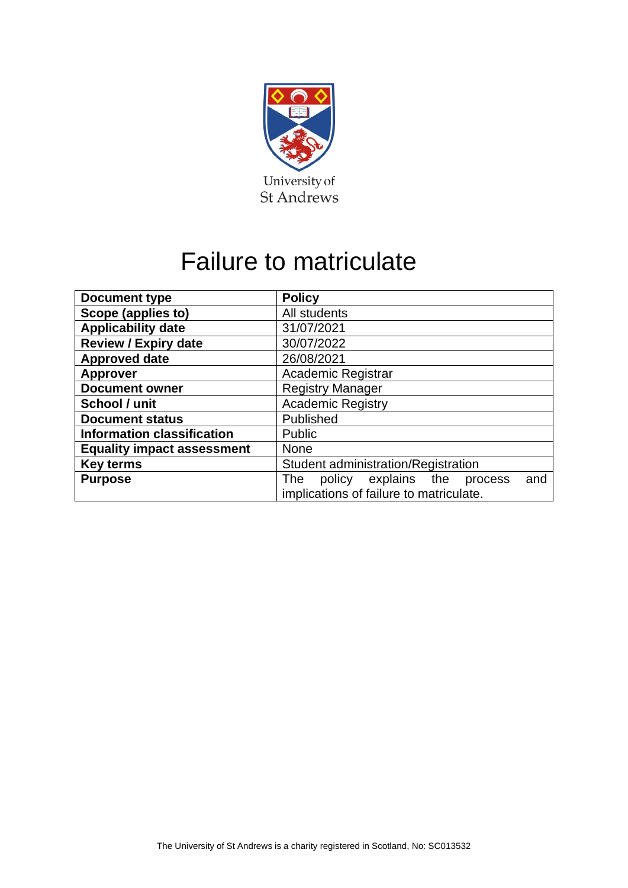University of
St Andrews

# Failure to matriculate

| **Document type** | **Policy** |
|---|---|
| **Scope (applies to)** | All students |
| **Applicability date** | 31/07/2021 |
| **Review / Expiry date** | 30/07/2022 |
| **Approved date** | 26/08/2021 |
| **Approver** | Academic Registrar |
| **Document owner** | Registry Manager |
| **School / unit** | Academic Registry |
| **Document status** | Published |
| **Information classification** | Public |
| **Equality impact assessment** | None |
| **Key terms** | Student administration/Registration |
| **Purpose** | The policy explains the process and implications of failure to matriculate. |

The University of St Andrews is a charity registered in Scotland, No: SC013532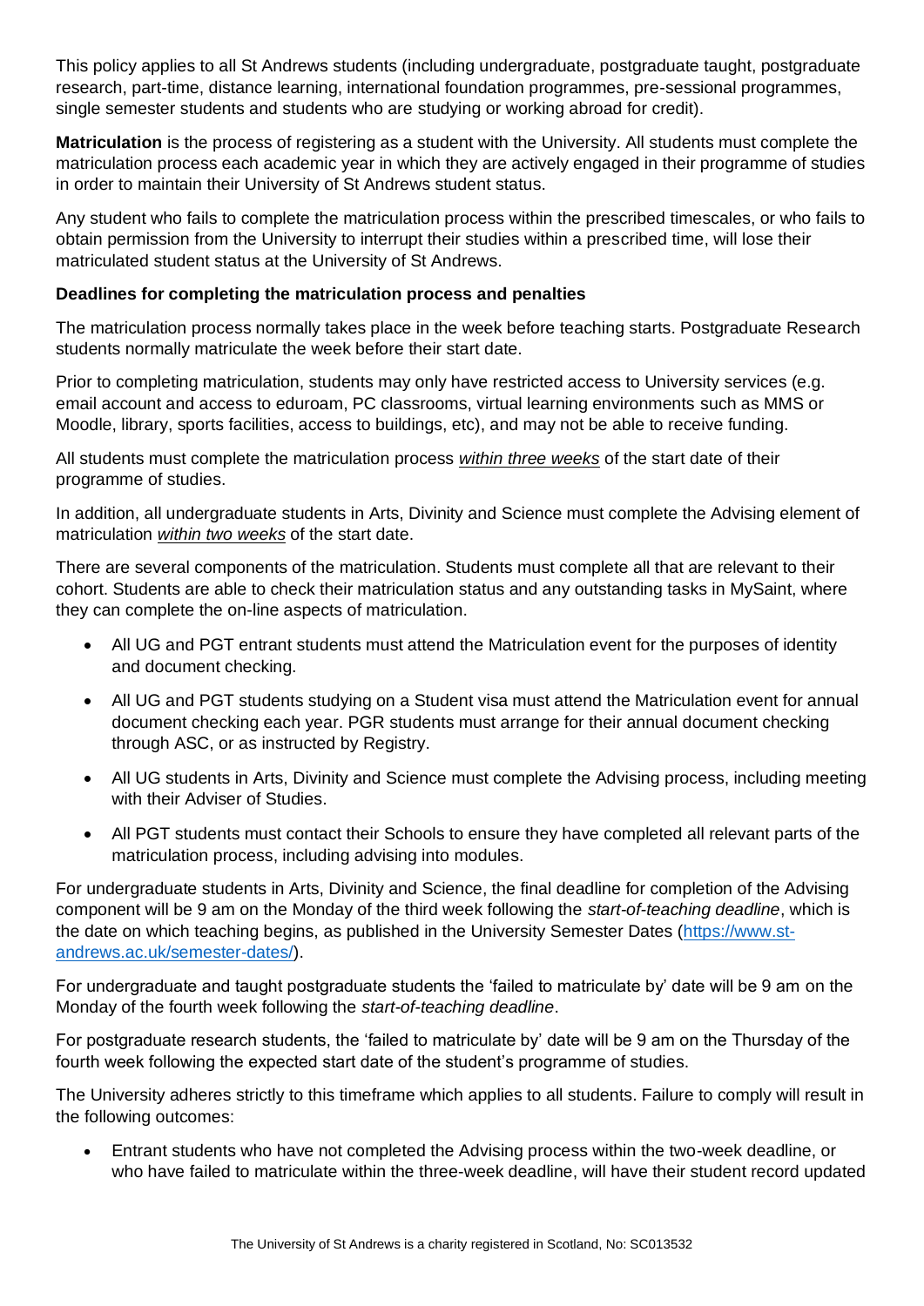This policy applies to all St Andrews students (including undergraduate, postgraduate taught, postgraduate research, part-time, distance learning, international foundation programmes, pre-sessional programmes, single semester students and students who are studying or working abroad for credit).

**Matriculation** is the process of registering as a student with the University. All students must complete the matriculation process each academic year in which they are actively engaged in their programme of studies in order to maintain their University of St Andrews student status.

Any student who fails to complete the matriculation process within the prescribed timescales, or who fails to obtain permission from the University to interrupt their studies within a prescribed time, will lose their matriculated student status at the University of St Andrews.

**Deadlines for completing the matriculation process and penalties**

The matriculation process normally takes place in the week before teaching starts. Postgraduate Research students normally matriculate the week before their start date.

Prior to completing matriculation, students may only have restricted access to University services (e.g. email account and access to eduroam, PC classrooms, virtual learning environments such as MMS or Moodle, library, sports facilities, access to buildings, etc), and may not be able to receive funding.

All students must complete the matriculation process *within three weeks* of the start date of their programme of studies.

In addition, all undergraduate students in Arts, Divinity and Science must complete the Advising element of matriculation *within two weeks* of the start date.

There are several components of the matriculation. Students must complete all that are relevant to their cohort. Students are able to check their matriculation status and any outstanding tasks in MySaint, where they can complete the on-line aspects of matriculation.

- All UG and PGT entrant students must attend the Matriculation event for the purposes of identity and document checking.
- All UG and PGT students studying on a Student visa must attend the Matriculation event for annual document checking each year. PGR students must arrange for their annual document checking through ASC, or as instructed by Registry.
- All UG students in Arts, Divinity and Science must complete the Advising process, including meeting with their Adviser of Studies.
- All PGT students must contact their Schools to ensure they have completed all relevant parts of the matriculation process, including advising into modules.

For undergraduate students in Arts, Divinity and Science, the final deadline for completion of the Advising component will be 9 am on the Monday of the third week following the *start-of-teaching deadline*, which is the date on which teaching begins, as published in the University Semester Dates (https://www.st-andrews.ac.uk/semester-dates/).

For undergraduate and taught postgraduate students the 'failed to matriculate by' date will be 9 am on the Monday of the fourth week following the *start-of-teaching deadline*.

For postgraduate research students, the 'failed to matriculate by' date will be 9 am on the Thursday of the fourth week following the expected start date of the student's programme of studies.

The University adheres strictly to this timeframe which applies to all students. Failure to comply will result in the following outcomes:

- Entrant students who have not completed the Advising process within the two-week deadline, or who have failed to matriculate within the three-week deadline, will have their student record updated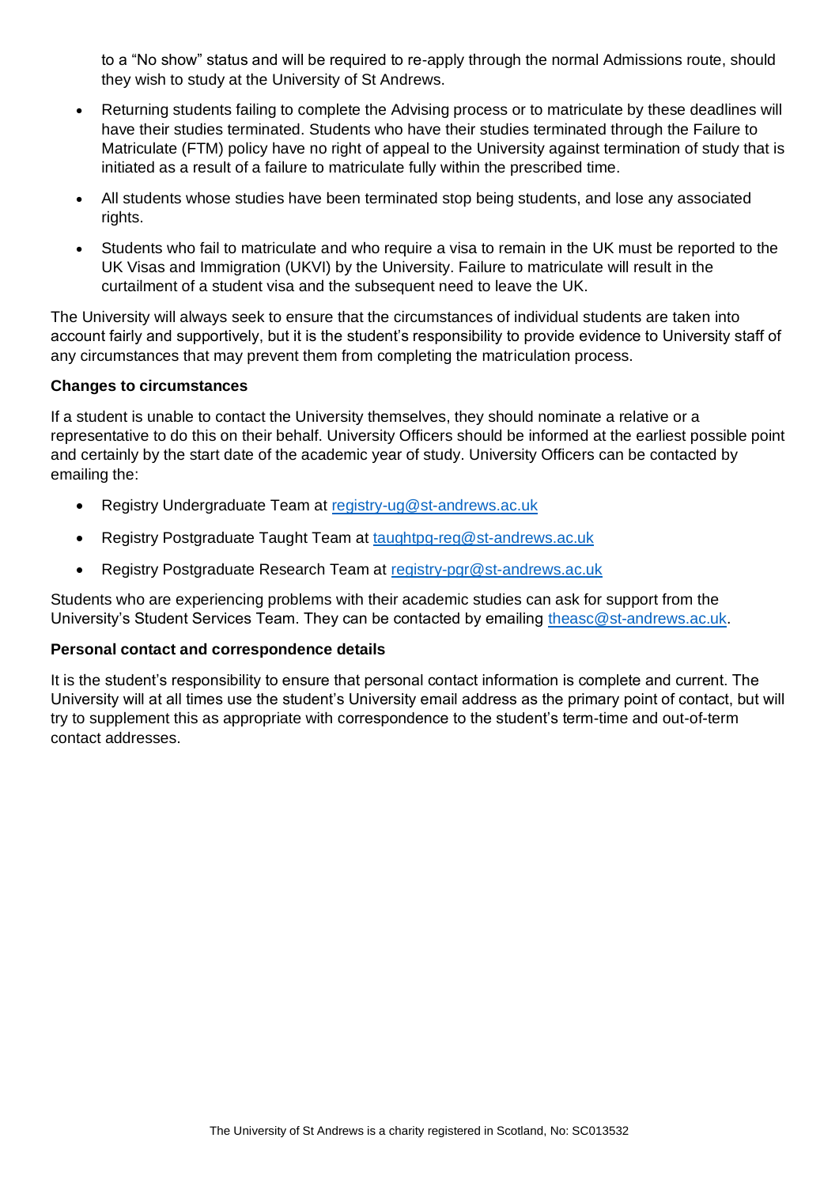to a "No show" status and will be required to re-apply through the normal Admissions route, should they wish to study at the University of St Andrews.

- Returning students failing to complete the Advising process or to matriculate by these deadlines will have their studies terminated. Students who have their studies terminated through the Failure to Matriculate (FTM) policy have no right of appeal to the University against termination of study that is initiated as a result of a failure to matriculate fully within the prescribed time.
- All students whose studies have been terminated stop being students, and lose any associated rights.
- Students who fail to matriculate and who require a visa to remain in the UK must be reported to the UK Visas and Immigration (UKVI) by the University. Failure to matriculate will result in the curtailment of a student visa and the subsequent need to leave the UK.

The University will always seek to ensure that the circumstances of individual students are taken into account fairly and supportively, but it is the student's responsibility to provide evidence to University staff of any circumstances that may prevent them from completing the matriculation process.

**Changes to circumstances**

If a student is unable to contact the University themselves, they should nominate a relative or a representative to do this on their behalf. University Officers should be informed at the earliest possible point and certainly by the start date of the academic year of study. University Officers can be contacted by emailing the:

- Registry Undergraduate Team at registry-ug@st-andrews.ac.uk
- Registry Postgraduate Taught Team at taughtpg-reg@st-andrews.ac.uk
- Registry Postgraduate Research Team at registry-pgr@st-andrews.ac.uk

Students who are experiencing problems with their academic studies can ask for support from the University's Student Services Team. They can be contacted by emailing theasc@st-andrews.ac.uk.

**Personal contact and correspondence details**

It is the student's responsibility to ensure that personal contact information is complete and current. The University will at all times use the student's University email address as the primary point of contact, but will try to supplement this as appropriate with correspondence to the student's term-time and out-of-term contact addresses.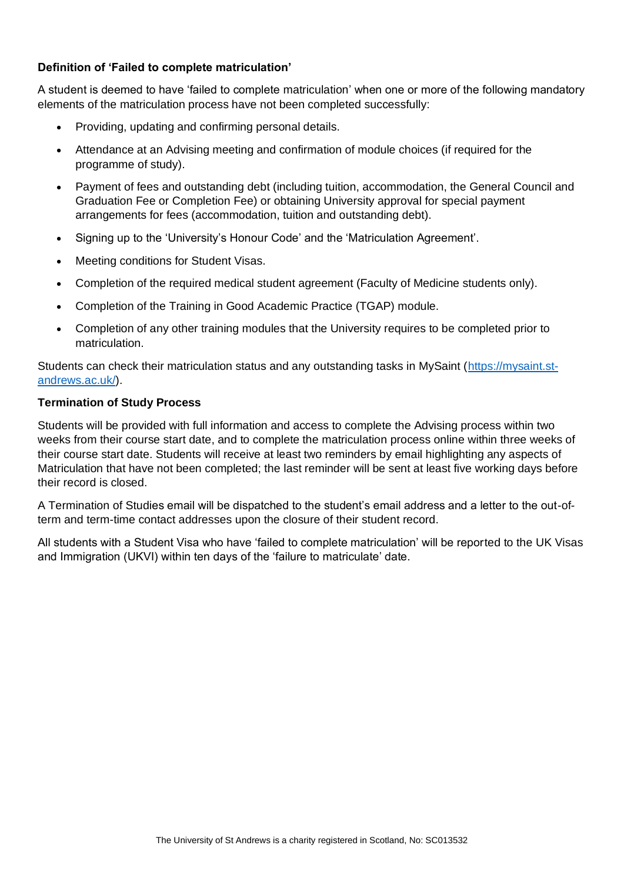**Definition of 'Failed to complete matriculation'**

A student is deemed to have 'failed to complete matriculation' when one or more of the following mandatory elements of the matriculation process have not been completed successfully:

- Providing, updating and confirming personal details.
- Attendance at an Advising meeting and confirmation of module choices (if required for the programme of study).
- Payment of fees and outstanding debt (including tuition, accommodation, the General Council and Graduation Fee or Completion Fee) or obtaining University approval for special payment arrangements for fees (accommodation, tuition and outstanding debt).
- Signing up to the 'University's Honour Code' and the 'Matriculation Agreement'.
- Meeting conditions for Student Visas.
- Completion of the required medical student agreement (Faculty of Medicine students only).
- Completion of the Training in Good Academic Practice (TGAP) module.
- Completion of any other training modules that the University requires to be completed prior to matriculation.

Students can check their matriculation status and any outstanding tasks in MySaint ([https://mysaint.st-andrews.ac.uk/](https://mysaint.st-andrews.ac.uk/)).

**Termination of Study Process**

Students will be provided with full information and access to complete the Advising process within two weeks from their course start date, and to complete the matriculation process online within three weeks of their course start date. Students will receive at least two reminders by email highlighting any aspects of Matriculation that have not been completed; the last reminder will be sent at least five working days before their record is closed.

A Termination of Studies email will be dispatched to the student's email address and a letter to the out-of-term and term-time contact addresses upon the closure of their student record.

All students with a Student Visa who have 'failed to complete matriculation' will be reported to the UK Visas and Immigration (UKVI) within ten days of the 'failure to matriculate' date.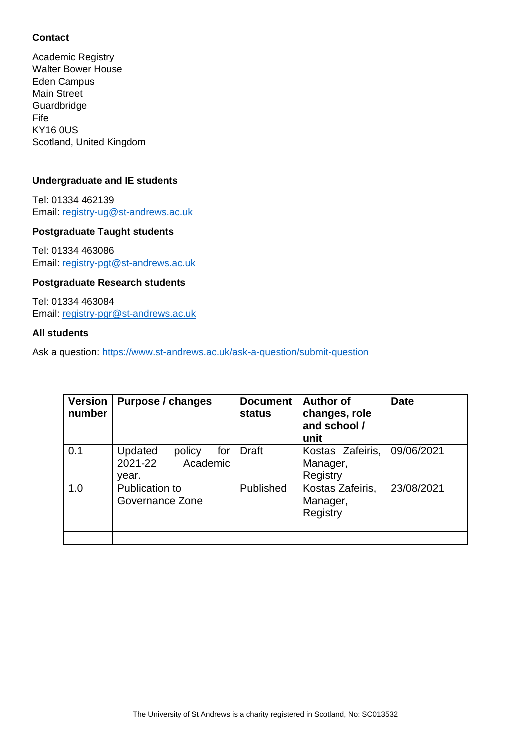**Contact**

Academic Registry
Walter Bower House
Eden Campus
Main Street
Guardbridge
Fife
KY16 0US
Scotland, United Kingdom

**Undergraduate and IE students**

Tel: 01334 462139
Email: registry-ug@st-andrews.ac.uk

**Postgraduate Taught students**

Tel: 01334 463086
Email: registry-pgt@st-andrews.ac.uk

**Postgraduate Research students**

Tel: 01334 463084
Email: registry-pgr@st-andrews.ac.uk

**All students**

Ask a question: https://www.st-andrews.ac.uk/ask-a-question/submit-question

| Version number | Purpose / changes | Document status | Author of changes, role and school / unit | Date |
|---|---|---|---|---|
| 0.1 | Updated policy for 2021-22 Academic year. | Draft | Kostas Zafeiris, Manager, Registry | 09/06/2021 |
| 1.0 | Publication to Governance Zone | Published | Kostas Zafeiris, Manager, Registry | 23/08/2021 |
| | | | | |
| | | | | |

The University of St Andrews is a charity registered in Scotland, No: SC013532